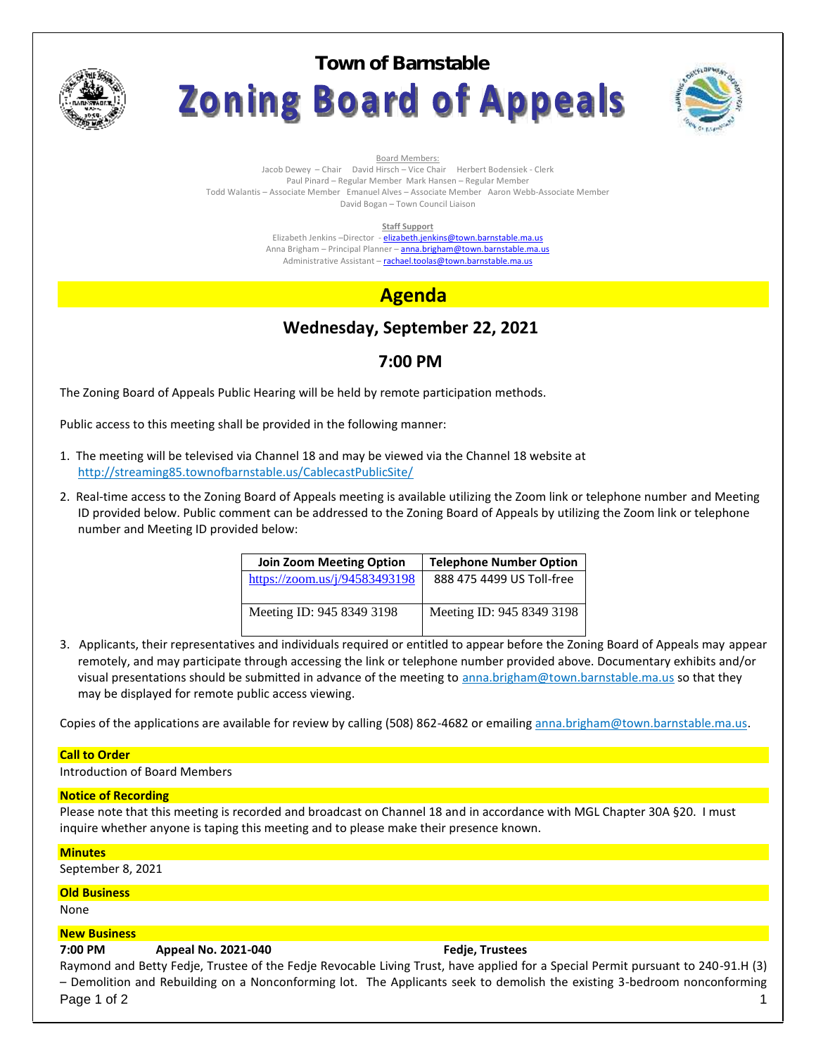# Town of Barnstable

# Zoning Board of Appeals

Board Members:
Jacob Dewey – Chair David Hirsch – Vice Chair Herbert Bodensiek - Clerk
Paul Pinard – Regular Member Mark Hansen – Regular Member
Todd Walantis – Associate Member Emanuel Alves – Associate Member Aaron Webb-Associate Member
David Bogan – Town Council Liaison

**Staff Support**
Elizabeth Jenkins –Director - elizabeth.jenkins@town.barnstable.ma.us
Anna Brigham – Principal Planner – anna.brigham@town.barnstable.ma.us
Administrative Assistant – rachael.toolas@town.barnstable.ma.us

## Agenda

### Wednesday, September 22, 2021

### 7:00 PM

The Zoning Board of Appeals Public Hearing will be held by remote participation methods.

Public access to this meeting shall be provided in the following manner:

1. The meeting will be televised via Channel 18 and may be viewed via the Channel 18 website at http://streaming85.townofbarnstable.us/CablecastPublicSite/
2. Real-time access to the Zoning Board of Appeals meeting is available utilizing the Zoom link or telephone number and Meeting ID provided below. Public comment can be addressed to the Zoning Board of Appeals by utilizing the Zoom link or telephone number and Meeting ID provided below:

| Join Zoom Meeting Option | Telephone Number Option |
|---|---|
| https://zoom.us/j/94583493198 | 888 475 4499 US Toll-free |
| Meeting ID: 945 8349 3198 | Meeting ID: 945 8349 3198 |

3. Applicants, their representatives and individuals required or entitled to appear before the Zoning Board of Appeals may appear remotely, and may participate through accessing the link or telephone number provided above. Documentary exhibits and/or visual presentations should be submitted in advance of the meeting to anna.brigham@town.barnstable.ma.us so that they may be displayed for remote public access viewing.

Copies of the applications are available for review by calling (508) 862-4682 or emailing anna.brigham@town.barnstable.ma.us.

**Call to Order**

Introduction of Board Members

**Notice of Recording**

Please note that this meeting is recorded and broadcast on Channel 18 and in accordance with MGL Chapter 30A §20. I must inquire whether anyone is taping this meeting and to please make their presence known.

**Minutes**

September 8, 2021

**Old Business**

None

**New Business**

**7:00 PM Appeal No. 2021-040 Fedje, Trustees**

Raymond and Betty Fedje, Trustee of the Fedje Revocable Living Trust, have applied for a Special Permit pursuant to 240-91.H (3) – Demolition and Rebuilding on a Nonconforming lot. The Applicants seek to demolish the existing 3-bedroom nonconforming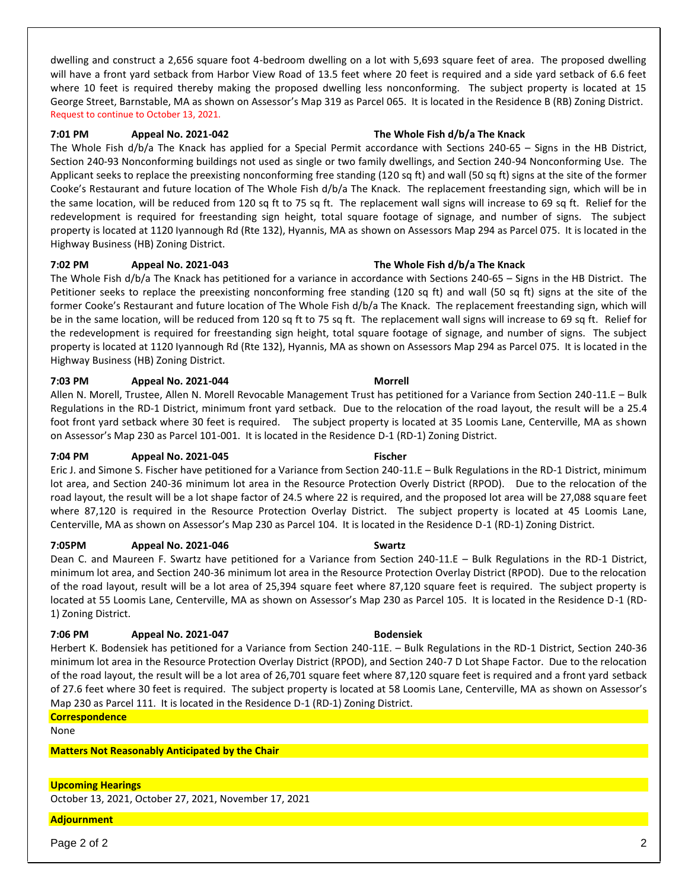dwelling and construct a 2,656 square foot 4-bedroom dwelling on a lot with 5,693 square feet of area. The proposed dwelling will have a front yard setback from Harbor View Road of 13.5 feet where 20 feet is required and a side yard setback of 6.6 feet where 10 feet is required thereby making the proposed dwelling less nonconforming. The subject property is located at 15 George Street, Barnstable, MA as shown on Assessor's Map 319 as Parcel 065. It is located in the Residence B (RB) Zoning District. Request to continue to October 13, 2021.

**7:01 PM Appeal No. 2021-042 The Whole Fish d/b/a The Knack**

The Whole Fish d/b/a The Knack has applied for a Special Permit accordance with Sections 240-65 – Signs in the HB District, Section 240-93 Nonconforming buildings not used as single or two family dwellings, and Section 240-94 Nonconforming Use. The Applicant seeks to replace the preexisting nonconforming free standing (120 sq ft) and wall (50 sq ft) signs at the site of the former Cooke's Restaurant and future location of The Whole Fish d/b/a The Knack. The replacement freestanding sign, which will be in the same location, will be reduced from 120 sq ft to 75 sq ft. The replacement wall signs will increase to 69 sq ft. Relief for the redevelopment is required for freestanding sign height, total square footage of signage, and number of signs. The subject property is located at 1120 Iyannough Rd (Rte 132), Hyannis, MA as shown on Assessors Map 294 as Parcel 075. It is located in the Highway Business (HB) Zoning District.

**7:02 PM Appeal No. 2021-043 The Whole Fish d/b/a The Knack**

The Whole Fish d/b/a The Knack has petitioned for a variance in accordance with Sections 240-65 – Signs in the HB District. The Petitioner seeks to replace the preexisting nonconforming free standing (120 sq ft) and wall (50 sq ft) signs at the site of the former Cooke's Restaurant and future location of The Whole Fish d/b/a The Knack. The replacement freestanding sign, which will be in the same location, will be reduced from 120 sq ft to 75 sq ft. The replacement wall signs will increase to 69 sq ft. Relief for the redevelopment is required for freestanding sign height, total square footage of signage, and number of signs. The subject property is located at 1120 Iyannough Rd (Rte 132), Hyannis, MA as shown on Assessors Map 294 as Parcel 075. It is located in the Highway Business (HB) Zoning District.

**7:03 PM Appeal No. 2021-044 Morrell**

Allen N. Morell, Trustee, Allen N. Morell Revocable Management Trust has petitioned for a Variance from Section 240-11.E – Bulk Regulations in the RD-1 District, minimum front yard setback. Due to the relocation of the road layout, the result will be a 25.4 foot front yard setback where 30 feet is required. The subject property is located at 35 Loomis Lane, Centerville, MA as shown on Assessor's Map 230 as Parcel 101-001. It is located in the Residence D-1 (RD-1) Zoning District.

**7:04 PM Appeal No. 2021-045 Fischer**

Eric J. and Simone S. Fischer have petitioned for a Variance from Section 240-11.E – Bulk Regulations in the RD-1 District, minimum lot area, and Section 240-36 minimum lot area in the Resource Protection Overly District (RPOD). Due to the relocation of the road layout, the result will be a lot shape factor of 24.5 where 22 is required, and the proposed lot area will be 27,088 square feet where 87,120 is required in the Resource Protection Overlay District. The subject property is located at 45 Loomis Lane, Centerville, MA as shown on Assessor's Map 230 as Parcel 104. It is located in the Residence D-1 (RD-1) Zoning District.

**7:05PM Appeal No. 2021-046 Swartz**

Dean C. and Maureen F. Swartz have petitioned for a Variance from Section 240-11.E – Bulk Regulations in the RD-1 District, minimum lot area, and Section 240-36 minimum lot area in the Resource Protection Overlay District (RPOD). Due to the relocation of the road layout, result will be a lot area of 25,394 square feet where 87,120 square feet is required. The subject property is located at 55 Loomis Lane, Centerville, MA as shown on Assessor's Map 230 as Parcel 105. It is located in the Residence D-1 (RD-1) Zoning District.

**7:06 PM Appeal No. 2021-047 Bodensiek**

Herbert K. Bodensiek has petitioned for a Variance from Section 240-11E. – Bulk Regulations in the RD-1 District, Section 240-36 minimum lot area in the Resource Protection Overlay District (RPOD), and Section 240-7 D Lot Shape Factor. Due to the relocation of the road layout, the result will be a lot area of 26,701 square feet where 87,120 square feet is required and a front yard setback of 27.6 feet where 30 feet is required. The subject property is located at 58 Loomis Lane, Centerville, MA as shown on Assessor's Map 230 as Parcel 111. It is located in the Residence D-1 (RD-1) Zoning District.

**Correspondence**

None

**Matters Not Reasonably Anticipated by the Chair**

**Upcoming Hearings**

October 13, 2021, October 27, 2021, November 17, 2021

**Adjournment**